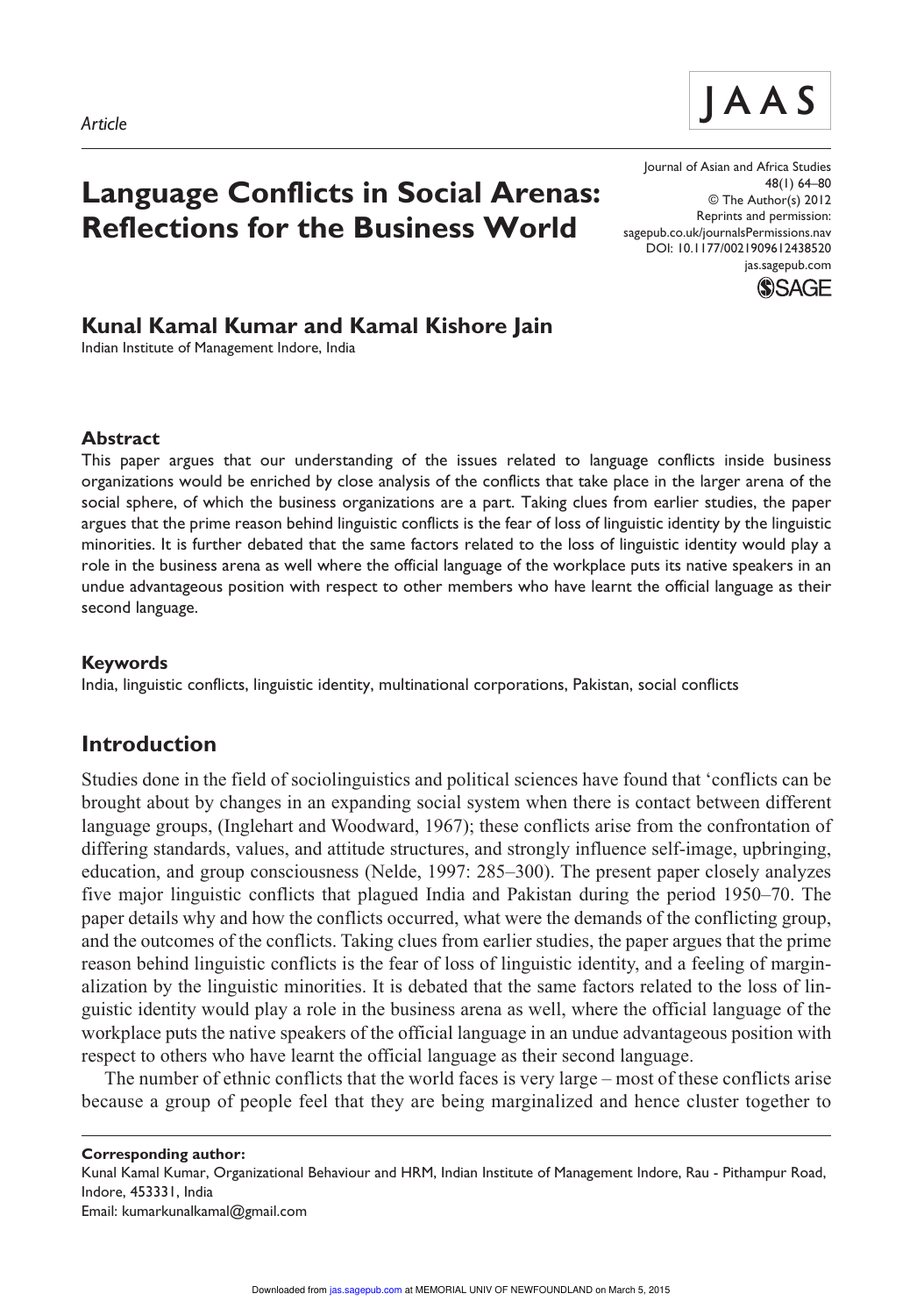*Article*

# Language Conflicts in Social Arenas: Reflections for the Business World

**Kunal Kamal Kumar and Kamal Kishore Jain**

Indian Institute of Management Indore, India

## Abstract

This paper argues that our understanding of the issues related to language conflicts inside business organizations would be enriched by close analysis of the conflicts that take place in the larger arena of the social sphere, of which the business organizations are a part. Taking clues from earlier studies, the paper argues that the prime reason behind linguistic conflicts is the fear of loss of linguistic identity by the linguistic minorities. It is further debated that the same factors related to the loss of linguistic identity would play a role in the business arena as well where the official language of the workplace puts its native speakers in an undue advantageous position with respect to other members who have learnt the official language as their second language.

## Keywords

India, linguistic conflicts, linguistic identity, multinational corporations, Pakistan, social conflicts

## Introduction

Studies done in the field of sociolinguistics and political sciences have found that 'conflicts can be brought about by changes in an expanding social system when there is contact between different language groups, (Inglehart and Woodward, 1967); these conflicts arise from the confrontation of differing standards, values, and attitude structures, and strongly influence self-image, upbringing, education, and group consciousness (Nelde, 1997: 285–300). The present paper closely analyzes five major linguistic conflicts that plagued India and Pakistan during the period 1950–70. The paper details why and how the conflicts occurred, what were the demands of the conflicting group, and the outcomes of the conflicts. Taking clues from earlier studies, the paper argues that the prime reason behind linguistic conflicts is the fear of loss of linguistic identity, and a feeling of marginalization by the linguistic minorities. It is debated that the same factors related to the loss of linguistic identity would play a role in the business arena as well, where the official language of the workplace puts the native speakers of the official language in an undue advantageous position with respect to others who have learnt the official language as their second language.

The number of ethnic conflicts that the world faces is very large – most of these conflicts arise because a group of people feel that they are being marginalized and hence cluster together to

**Corresponding author:**
Kunal Kamal Kumar, Organizational Behaviour and HRM, Indian Institute of Management Indore, Rau - Pithampur Road, Indore, 453331, India
Email: kumarkunalkamal@gmail.com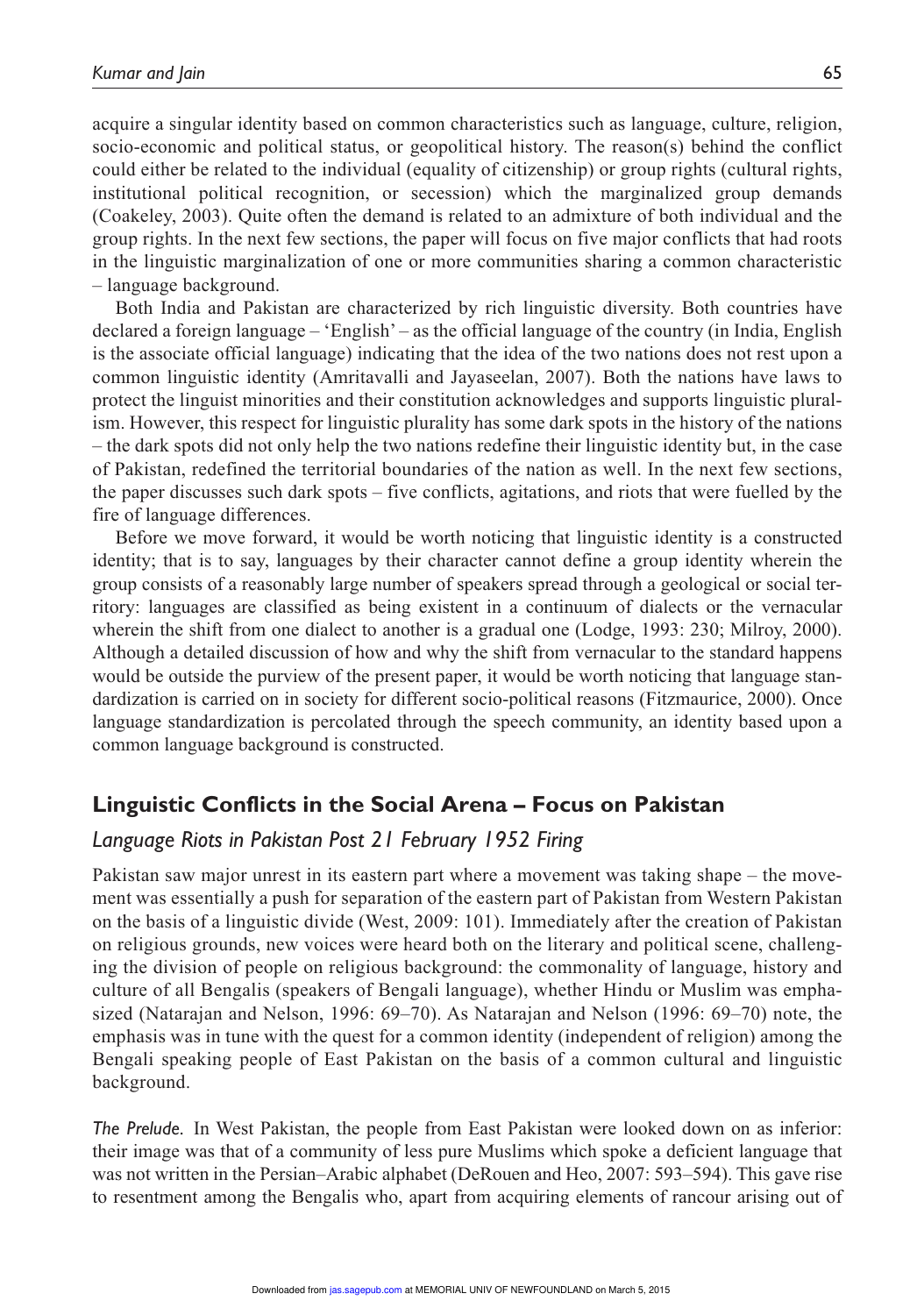acquire a singular identity based on common characteristics such as language, culture, religion, socio-economic and political status, or geopolitical history. The reason(s) behind the conflict could either be related to the individual (equality of citizenship) or group rights (cultural rights, institutional political recognition, or secession) which the marginalized group demands (Coakeley, 2003). Quite often the demand is related to an admixture of both individual and the group rights. In the next few sections, the paper will focus on five major conflicts that had roots in the linguistic marginalization of one or more communities sharing a common characteristic – language background.

Both India and Pakistan are characterized by rich linguistic diversity. Both countries have declared a foreign language – 'English' – as the official language of the country (in India, English is the associate official language) indicating that the idea of the two nations does not rest upon a common linguistic identity (Amritavalli and Jayaseelan, 2007). Both the nations have laws to protect the linguist minorities and their constitution acknowledges and supports linguistic pluralism. However, this respect for linguistic plurality has some dark spots in the history of the nations – the dark spots did not only help the two nations redefine their linguistic identity but, in the case of Pakistan, redefined the territorial boundaries of the nation as well. In the next few sections, the paper discusses such dark spots – five conflicts, agitations, and riots that were fuelled by the fire of language differences.

Before we move forward, it would be worth noticing that linguistic identity is a constructed identity; that is to say, languages by their character cannot define a group identity wherein the group consists of a reasonably large number of speakers spread through a geological or social territory: languages are classified as being existent in a continuum of dialects or the vernacular wherein the shift from one dialect to another is a gradual one (Lodge, 1993: 230; Milroy, 2000). Although a detailed discussion of how and why the shift from vernacular to the standard happens would be outside the purview of the present paper, it would be worth noticing that language standardization is carried on in society for different socio-political reasons (Fitzmaurice, 2000). Once language standardization is percolated through the speech community, an identity based upon a common language background is constructed.

## Linguistic Conflicts in the Social Arena – Focus on Pakistan

### *Language Riots in Pakistan Post 21 February 1952 Firing*

Pakistan saw major unrest in its eastern part where a movement was taking shape – the movement was essentially a push for separation of the eastern part of Pakistan from Western Pakistan on the basis of a linguistic divide (West, 2009: 101). Immediately after the creation of Pakistan on religious grounds, new voices were heard both on the literary and political scene, challenging the division of people on religious background: the commonality of language, history and culture of all Bengalis (speakers of Bengali language), whether Hindu or Muslim was emphasized (Natarajan and Nelson, 1996: 69–70). As Natarajan and Nelson (1996: 69–70) note, the emphasis was in tune with the quest for a common identity (independent of religion) among the Bengali speaking people of East Pakistan on the basis of a common cultural and linguistic background.

*The Prelude.* In West Pakistan, the people from East Pakistan were looked down on as inferior: their image was that of a community of less pure Muslims which spoke a deficient language that was not written in the Persian–Arabic alphabet (DeRouen and Heo, 2007: 593–594). This gave rise to resentment among the Bengalis who, apart from acquiring elements of rancour arising out of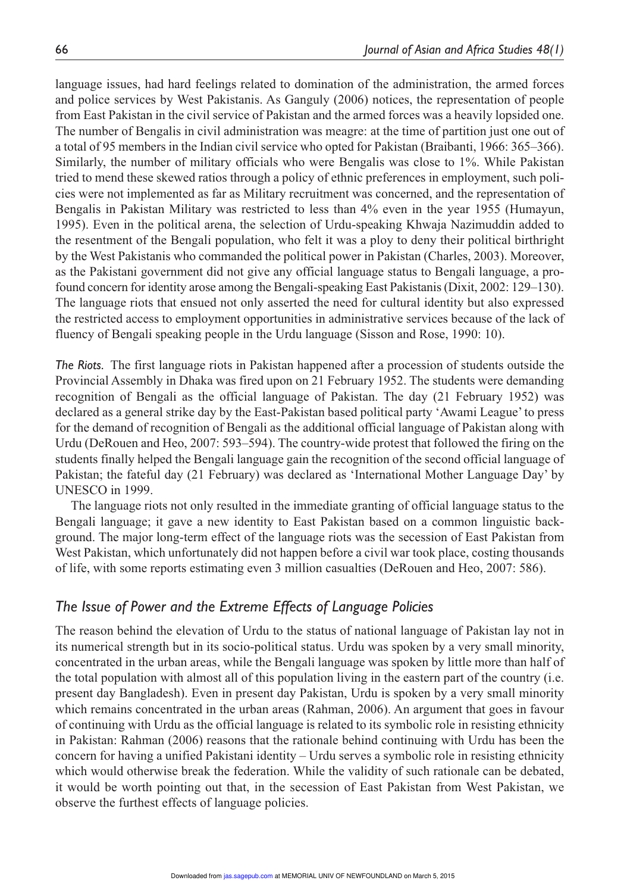language issues, had hard feelings related to domination of the administration, the armed forces and police services by West Pakistanis. As Ganguly (2006) notices, the representation of people from East Pakistan in the civil service of Pakistan and the armed forces was a heavily lopsided one. The number of Bengalis in civil administration was meagre: at the time of partition just one out of a total of 95 members in the Indian civil service who opted for Pakistan (Braibanti, 1966: 365–366). Similarly, the number of military officials who were Bengalis was close to 1%. While Pakistan tried to mend these skewed ratios through a policy of ethnic preferences in employment, such policies were not implemented as far as Military recruitment was concerned, and the representation of Bengalis in Pakistan Military was restricted to less than 4% even in the year 1955 (Humayun, 1995). Even in the political arena, the selection of Urdu-speaking Khwaja Nazimuddin added to the resentment of the Bengali population, who felt it was a ploy to deny their political birthright by the West Pakistanis who commanded the political power in Pakistan (Charles, 2003). Moreover, as the Pakistani government did not give any official language status to Bengali language, a profound concern for identity arose among the Bengali-speaking East Pakistanis (Dixit, 2002: 129–130). The language riots that ensued not only asserted the need for cultural identity but also expressed the restricted access to employment opportunities in administrative services because of the lack of fluency of Bengali speaking people in the Urdu language (Sisson and Rose, 1990: 10).

*The Riots.* The first language riots in Pakistan happened after a procession of students outside the Provincial Assembly in Dhaka was fired upon on 21 February 1952. The students were demanding recognition of Bengali as the official language of Pakistan. The day (21 February 1952) was declared as a general strike day by the East-Pakistan based political party 'Awami League' to press for the demand of recognition of Bengali as the additional official language of Pakistan along with Urdu (DeRouen and Heo, 2007: 593–594). The country-wide protest that followed the firing on the students finally helped the Bengali language gain the recognition of the second official language of Pakistan; the fateful day (21 February) was declared as 'International Mother Language Day' by UNESCO in 1999.

The language riots not only resulted in the immediate granting of official language status to the Bengali language; it gave a new identity to East Pakistan based on a common linguistic background. The major long-term effect of the language riots was the secession of East Pakistan from West Pakistan, which unfortunately did not happen before a civil war took place, costing thousands of life, with some reports estimating even 3 million casualties (DeRouen and Heo, 2007: 586).

### *The Issue of Power and the Extreme Effects of Language Policies*

The reason behind the elevation of Urdu to the status of national language of Pakistan lay not in its numerical strength but in its socio-political status. Urdu was spoken by a very small minority, concentrated in the urban areas, while the Bengali language was spoken by little more than half of the total population with almost all of this population living in the eastern part of the country (i.e. present day Bangladesh). Even in present day Pakistan, Urdu is spoken by a very small minority which remains concentrated in the urban areas (Rahman, 2006). An argument that goes in favour of continuing with Urdu as the official language is related to its symbolic role in resisting ethnicity in Pakistan: Rahman (2006) reasons that the rationale behind continuing with Urdu has been the concern for having a unified Pakistani identity – Urdu serves a symbolic role in resisting ethnicity which would otherwise break the federation. While the validity of such rationale can be debated, it would be worth pointing out that, in the secession of East Pakistan from West Pakistan, we observe the furthest effects of language policies.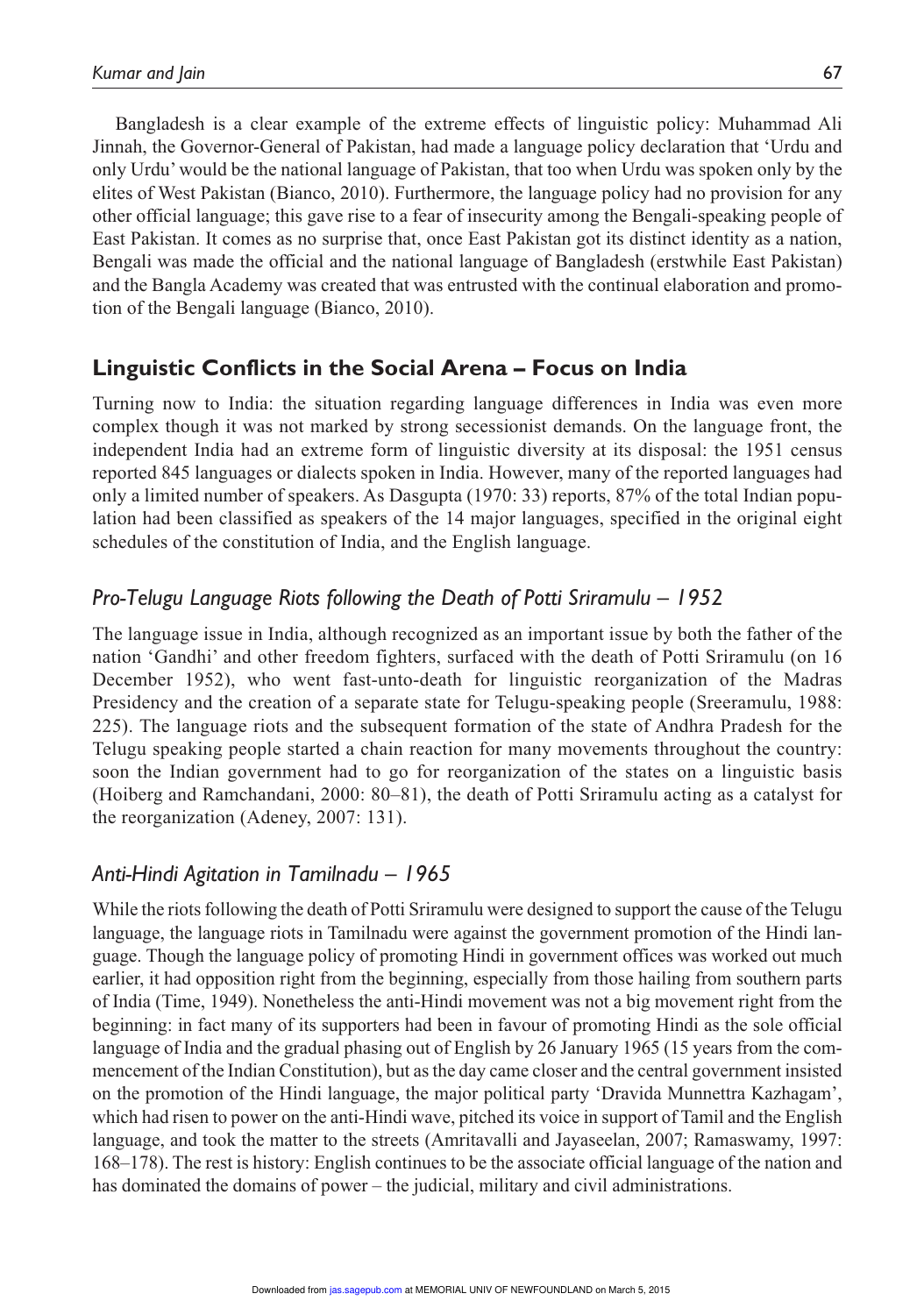Bangladesh is a clear example of the extreme effects of linguistic policy: Muhammad Ali Jinnah, the Governor-General of Pakistan, had made a language policy declaration that 'Urdu and only Urdu' would be the national language of Pakistan, that too when Urdu was spoken only by the elites of West Pakistan (Bianco, 2010). Furthermore, the language policy had no provision for any other official language; this gave rise to a fear of insecurity among the Bengali-speaking people of East Pakistan. It comes as no surprise that, once East Pakistan got its distinct identity as a nation, Bengali was made the official and the national language of Bangladesh (erstwhile East Pakistan) and the Bangla Academy was created that was entrusted with the continual elaboration and promotion of the Bengali language (Bianco, 2010).

## Linguistic Conflicts in the Social Arena – Focus on India

Turning now to India: the situation regarding language differences in India was even more complex though it was not marked by strong secessionist demands. On the language front, the independent India had an extreme form of linguistic diversity at its disposal: the 1951 census reported 845 languages or dialects spoken in India. However, many of the reported languages had only a limited number of speakers. As Dasgupta (1970: 33) reports, 87% of the total Indian population had been classified as speakers of the 14 major languages, specified in the original eight schedules of the constitution of India, and the English language.

### *Pro-Telugu Language Riots following the Death of Potti Sriramulu – 1952*

The language issue in India, although recognized as an important issue by both the father of the nation 'Gandhi' and other freedom fighters, surfaced with the death of Potti Sriramulu (on 16 December 1952), who went fast-unto-death for linguistic reorganization of the Madras Presidency and the creation of a separate state for Telugu-speaking people (Sreeramulu, 1988: 225). The language riots and the subsequent formation of the state of Andhra Pradesh for the Telugu speaking people started a chain reaction for many movements throughout the country: soon the Indian government had to go for reorganization of the states on a linguistic basis (Hoiberg and Ramchandani, 2000: 80–81), the death of Potti Sriramulu acting as a catalyst for the reorganization (Adeney, 2007: 131).

### *Anti-Hindi Agitation in Tamilnadu – 1965*

While the riots following the death of Potti Sriramulu were designed to support the cause of the Telugu language, the language riots in Tamilnadu were against the government promotion of the Hindi language. Though the language policy of promoting Hindi in government offices was worked out much earlier, it had opposition right from the beginning, especially from those hailing from southern parts of India (Time, 1949). Nonetheless the anti-Hindi movement was not a big movement right from the beginning: in fact many of its supporters had been in favour of promoting Hindi as the sole official language of India and the gradual phasing out of English by 26 January 1965 (15 years from the commencement of the Indian Constitution), but as the day came closer and the central government insisted on the promotion of the Hindi language, the major political party 'Dravida Munnettra Kazhagam', which had risen to power on the anti-Hindi wave, pitched its voice in support of Tamil and the English language, and took the matter to the streets (Amritavalli and Jayaseelan, 2007; Ramaswamy, 1997: 168–178). The rest is history: English continues to be the associate official language of the nation and has dominated the domains of power – the judicial, military and civil administrations.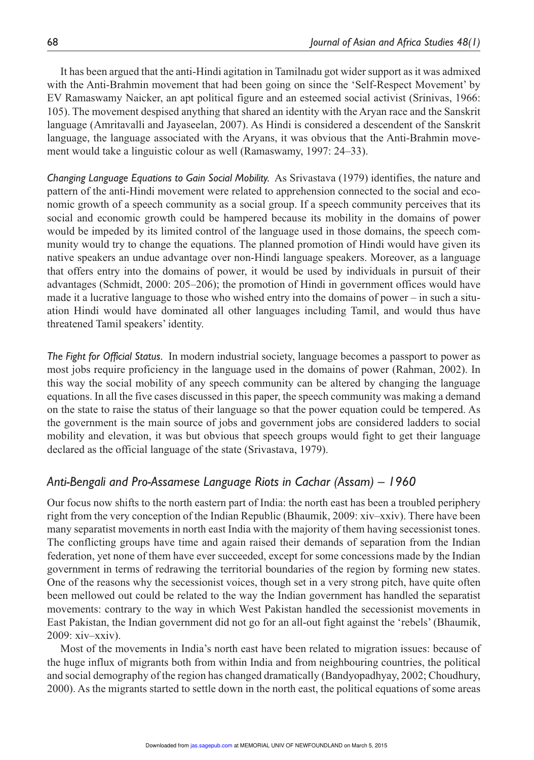It has been argued that the anti-Hindi agitation in Tamilnadu got wider support as it was admixed with the Anti-Brahmin movement that had been going on since the 'Self-Respect Movement' by EV Ramaswamy Naicker, an apt political figure and an esteemed social activist (Srinivas, 1966: 105). The movement despised anything that shared an identity with the Aryan race and the Sanskrit language (Amritavalli and Jayaseelan, 2007). As Hindi is considered a descendent of the Sanskrit language, the language associated with the Aryans, it was obvious that the Anti-Brahmin movement would take a linguistic colour as well (Ramaswamy, 1997: 24–33).

*Changing Language Equations to Gain Social Mobility.* As Srivastava (1979) identifies, the nature and pattern of the anti-Hindi movement were related to apprehension connected to the social and economic growth of a speech community as a social group. If a speech community perceives that its social and economic growth could be hampered because its mobility in the domains of power would be impeded by its limited control of the language used in those domains, the speech community would try to change the equations. The planned promotion of Hindi would have given its native speakers an undue advantage over non-Hindi language speakers. Moreover, as a language that offers entry into the domains of power, it would be used by individuals in pursuit of their advantages (Schmidt, 2000: 205–206); the promotion of Hindi in government offices would have made it a lucrative language to those who wished entry into the domains of power – in such a situation Hindi would have dominated all other languages including Tamil, and would thus have threatened Tamil speakers' identity.

*The Fight for Official Status.* In modern industrial society, language becomes a passport to power as most jobs require proficiency in the language used in the domains of power (Rahman, 2002). In this way the social mobility of any speech community can be altered by changing the language equations. In all the five cases discussed in this paper, the speech community was making a demand on the state to raise the status of their language so that the power equation could be tempered. As the government is the main source of jobs and government jobs are considered ladders to social mobility and elevation, it was but obvious that speech groups would fight to get their language declared as the official language of the state (Srivastava, 1979).

## *Anti-Bengali and Pro-Assamese Language Riots in Cachar (Assam) – 1960*

Our focus now shifts to the north eastern part of India: the north east has been a troubled periphery right from the very conception of the Indian Republic (Bhaumik, 2009: xiv–xxiv). There have been many separatist movements in north east India with the majority of them having secessionist tones. The conflicting groups have time and again raised their demands of separation from the Indian federation, yet none of them have ever succeeded, except for some concessions made by the Indian government in terms of redrawing the territorial boundaries of the region by forming new states. One of the reasons why the secessionist voices, though set in a very strong pitch, have quite often been mellowed out could be related to the way the Indian government has handled the separatist movements: contrary to the way in which West Pakistan handled the secessionist movements in East Pakistan, the Indian government did not go for an all-out fight against the 'rebels' (Bhaumik, 2009: xiv–xxiv).

Most of the movements in India's north east have been related to migration issues: because of the huge influx of migrants both from within India and from neighbouring countries, the political and social demography of the region has changed dramatically (Bandyopadhyay, 2002; Choudhury, 2000). As the migrants started to settle down in the north east, the political equations of some areas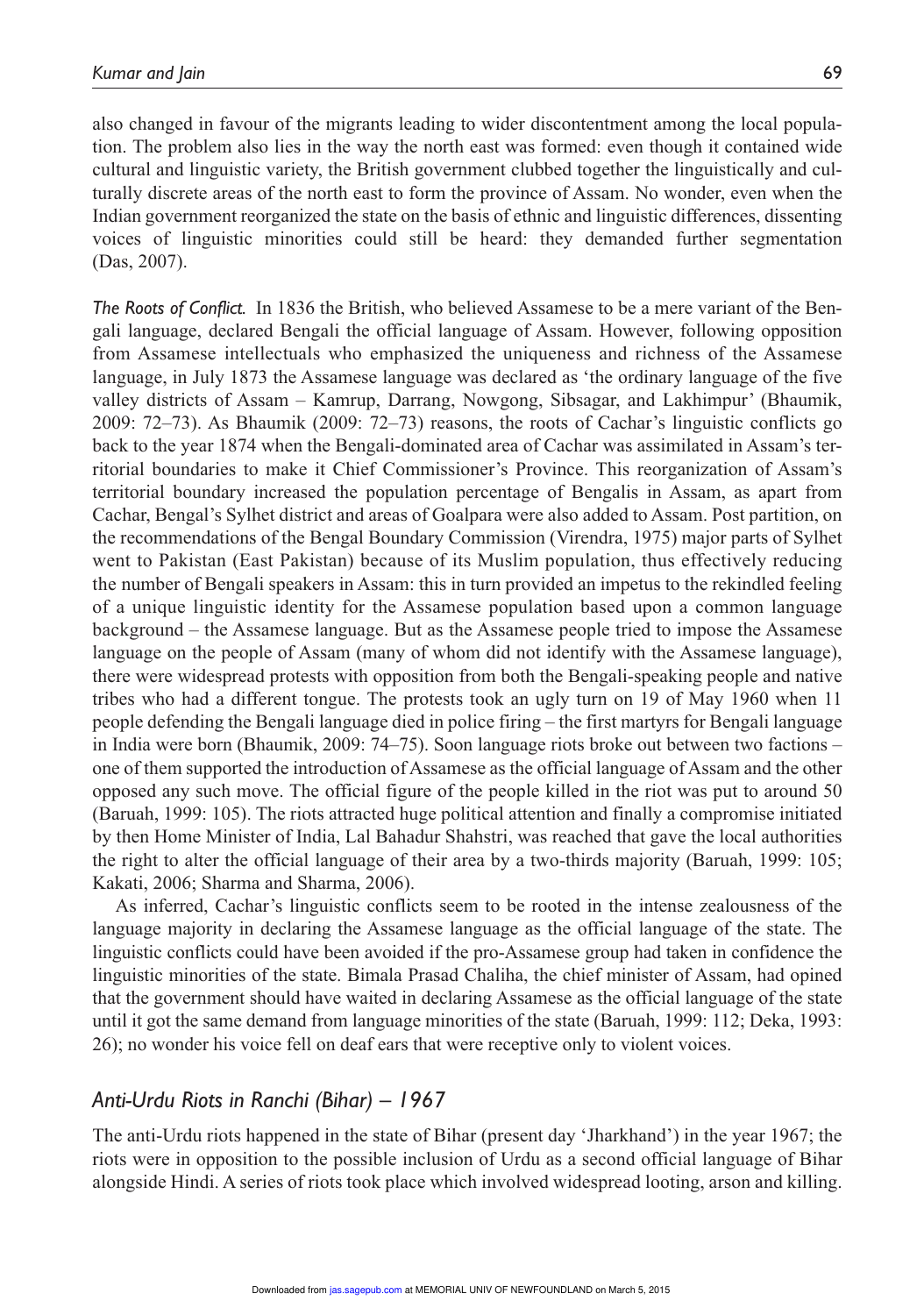also changed in favour of the migrants leading to wider discontentment among the local population. The problem also lies in the way the north east was formed: even though it contained wide cultural and linguistic variety, the British government clubbed together the linguistically and culturally discrete areas of the north east to form the province of Assam. No wonder, even when the Indian government reorganized the state on the basis of ethnic and linguistic differences, dissenting voices of linguistic minorities could still be heard: they demanded further segmentation (Das, 2007).

*The Roots of Conflict.* In 1836 the British, who believed Assamese to be a mere variant of the Bengali language, declared Bengali the official language of Assam. However, following opposition from Assamese intellectuals who emphasized the uniqueness and richness of the Assamese language, in July 1873 the Assamese language was declared as 'the ordinary language of the five valley districts of Assam – Kamrup, Darrang, Nowgong, Sibsagar, and Lakhimpur' (Bhaumik, 2009: 72–73). As Bhaumik (2009: 72–73) reasons, the roots of Cachar's linguistic conflicts go back to the year 1874 when the Bengali-dominated area of Cachar was assimilated in Assam's territorial boundaries to make it Chief Commissioner's Province. This reorganization of Assam's territorial boundary increased the population percentage of Bengalis in Assam, as apart from Cachar, Bengal's Sylhet district and areas of Goalpara were also added to Assam. Post partition, on the recommendations of the Bengal Boundary Commission (Virendra, 1975) major parts of Sylhet went to Pakistan (East Pakistan) because of its Muslim population, thus effectively reducing the number of Bengali speakers in Assam: this in turn provided an impetus to the rekindled feeling of a unique linguistic identity for the Assamese population based upon a common language background – the Assamese language. But as the Assamese people tried to impose the Assamese language on the people of Assam (many of whom did not identify with the Assamese language), there were widespread protests with opposition from both the Bengali-speaking people and native tribes who had a different tongue. The protests took an ugly turn on 19 of May 1960 when 11 people defending the Bengali language died in police firing – the first martyrs for Bengali language in India were born (Bhaumik, 2009: 74–75). Soon language riots broke out between two factions – one of them supported the introduction of Assamese as the official language of Assam and the other opposed any such move. The official figure of the people killed in the riot was put to around 50 (Baruah, 1999: 105). The riots attracted huge political attention and finally a compromise initiated by then Home Minister of India, Lal Bahadur Shahstri, was reached that gave the local authorities the right to alter the official language of their area by a two-thirds majority (Baruah, 1999: 105; Kakati, 2006; Sharma and Sharma, 2006).

As inferred, Cachar's linguistic conflicts seem to be rooted in the intense zealousness of the language majority in declaring the Assamese language as the official language of the state. The linguistic conflicts could have been avoided if the pro-Assamese group had taken in confidence the linguistic minorities of the state. Bimala Prasad Chaliha, the chief minister of Assam, had opined that the government should have waited in declaring Assamese as the official language of the state until it got the same demand from language minorities of the state (Baruah, 1999: 112; Deka, 1993: 26); no wonder his voice fell on deaf ears that were receptive only to violent voices.

## *Anti-Urdu Riots in Ranchi (Bihar) – 1967*

The anti-Urdu riots happened in the state of Bihar (present day 'Jharkhand') in the year 1967; the riots were in opposition to the possible inclusion of Urdu as a second official language of Bihar alongside Hindi. A series of riots took place which involved widespread looting, arson and killing.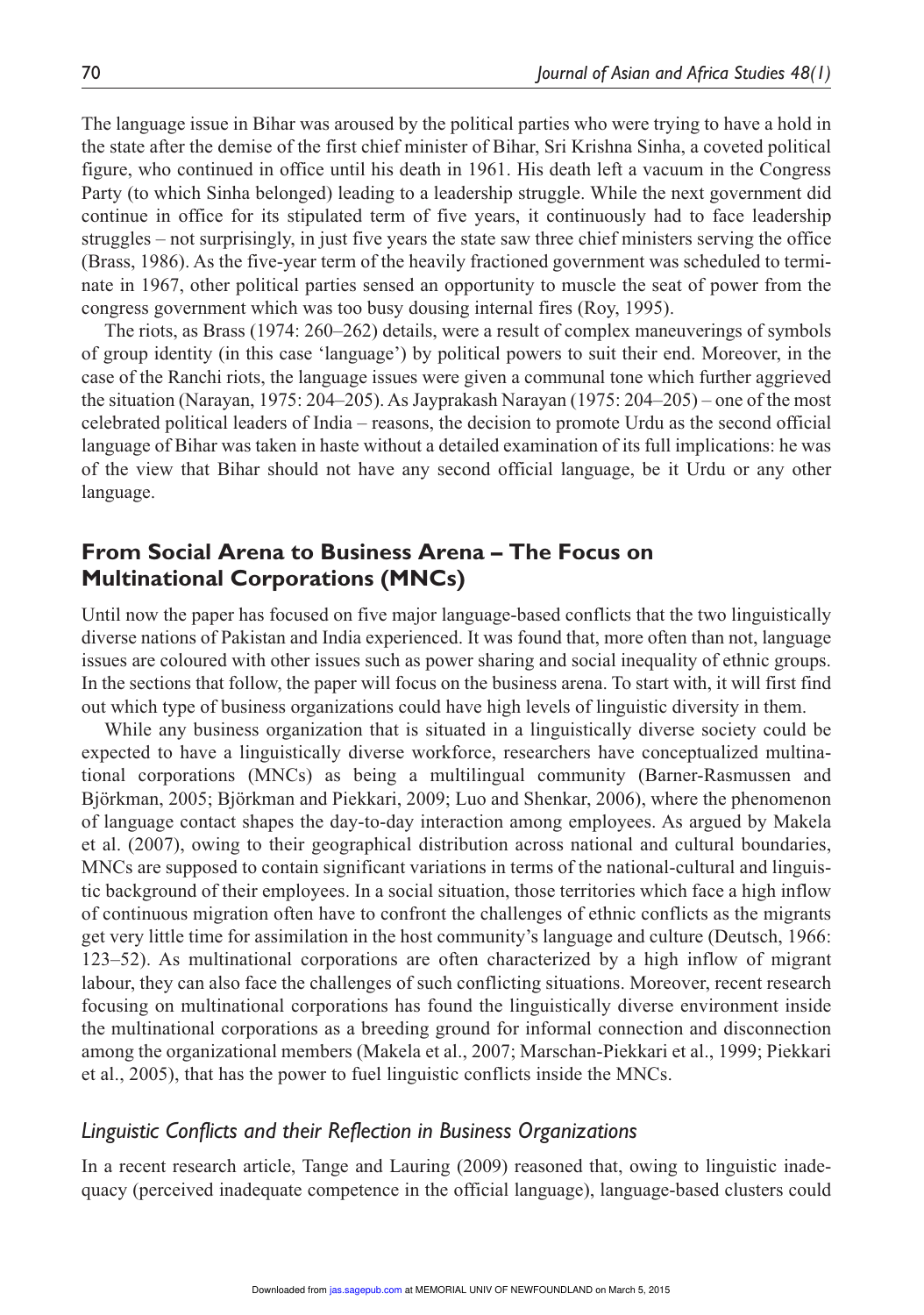The language issue in Bihar was aroused by the political parties who were trying to have a hold in the state after the demise of the first chief minister of Bihar, Sri Krishna Sinha, a coveted political figure, who continued in office until his death in 1961. His death left a vacuum in the Congress Party (to which Sinha belonged) leading to a leadership struggle. While the next government did continue in office for its stipulated term of five years, it continuously had to face leadership struggles – not surprisingly, in just five years the state saw three chief ministers serving the office (Brass, 1986). As the five-year term of the heavily fractioned government was scheduled to terminate in 1967, other political parties sensed an opportunity to muscle the seat of power from the congress government which was too busy dousing internal fires (Roy, 1995).

The riots, as Brass (1974: 260–262) details, were a result of complex maneuverings of symbols of group identity (in this case 'language') by political powers to suit their end. Moreover, in the case of the Ranchi riots, the language issues were given a communal tone which further aggrieved the situation (Narayan, 1975: 204–205). As Jayprakash Narayan (1975: 204–205) – one of the most celebrated political leaders of India – reasons, the decision to promote Urdu as the second official language of Bihar was taken in haste without a detailed examination of its full implications: he was of the view that Bihar should not have any second official language, be it Urdu or any other language.

## From Social Arena to Business Arena – The Focus on Multinational Corporations (MNCs)

Until now the paper has focused on five major language-based conflicts that the two linguistically diverse nations of Pakistan and India experienced. It was found that, more often than not, language issues are coloured with other issues such as power sharing and social inequality of ethnic groups. In the sections that follow, the paper will focus on the business arena. To start with, it will first find out which type of business organizations could have high levels of linguistic diversity in them.

While any business organization that is situated in a linguistically diverse society could be expected to have a linguistically diverse workforce, researchers have conceptualized multinational corporations (MNCs) as being a multilingual community (Barner-Rasmussen and Björkman, 2005; Björkman and Piekkari, 2009; Luo and Shenkar, 2006), where the phenomenon of language contact shapes the day-to-day interaction among employees. As argued by Makela et al. (2007), owing to their geographical distribution across national and cultural boundaries, MNCs are supposed to contain significant variations in terms of the national-cultural and linguistic background of their employees. In a social situation, those territories which face a high inflow of continuous migration often have to confront the challenges of ethnic conflicts as the migrants get very little time for assimilation in the host community's language and culture (Deutsch, 1966: 123–52). As multinational corporations are often characterized by a high inflow of migrant labour, they can also face the challenges of such conflicting situations. Moreover, recent research focusing on multinational corporations has found the linguistically diverse environment inside the multinational corporations as a breeding ground for informal connection and disconnection among the organizational members (Makela et al., 2007; Marschan-Piekkari et al., 1999; Piekkari et al., 2005), that has the power to fuel linguistic conflicts inside the MNCs.

### *Linguistic Conflicts and their Reflection in Business Organizations*

In a recent research article, Tange and Lauring (2009) reasoned that, owing to linguistic inadequacy (perceived inadequate competence in the official language), language-based clusters could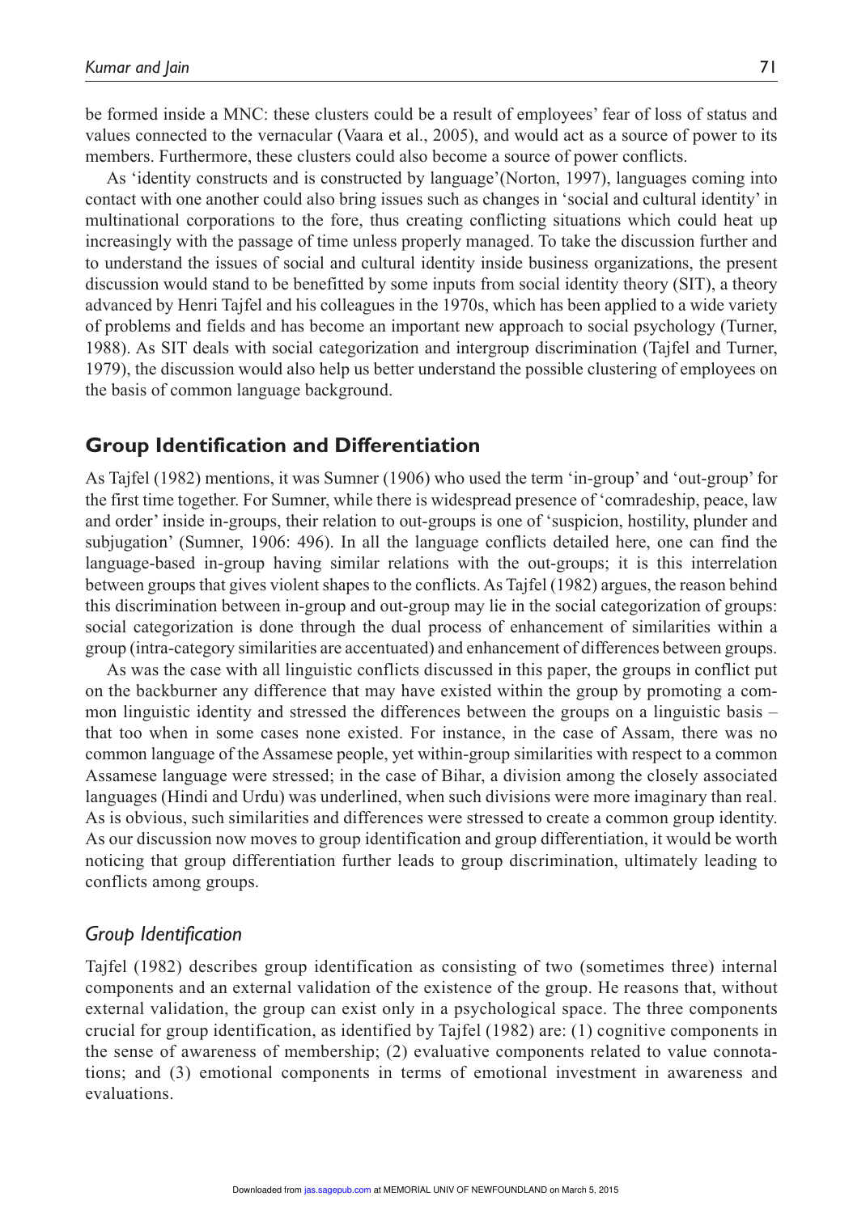be formed inside a MNC: these clusters could be a result of employees' fear of loss of status and values connected to the vernacular (Vaara et al., 2005), and would act as a source of power to its members. Furthermore, these clusters could also become a source of power conflicts.

As 'identity constructs and is constructed by language'(Norton, 1997), languages coming into contact with one another could also bring issues such as changes in 'social and cultural identity' in multinational corporations to the fore, thus creating conflicting situations which could heat up increasingly with the passage of time unless properly managed. To take the discussion further and to understand the issues of social and cultural identity inside business organizations, the present discussion would stand to be benefitted by some inputs from social identity theory (SIT), a theory advanced by Henri Tajfel and his colleagues in the 1970s, which has been applied to a wide variety of problems and fields and has become an important new approach to social psychology (Turner, 1988). As SIT deals with social categorization and intergroup discrimination (Tajfel and Turner, 1979), the discussion would also help us better understand the possible clustering of employees on the basis of common language background.

## Group Identification and Differentiation

As Tajfel (1982) mentions, it was Sumner (1906) who used the term 'in-group' and 'out-group' for the first time together. For Sumner, while there is widespread presence of 'comradeship, peace, law and order' inside in-groups, their relation to out-groups is one of 'suspicion, hostility, plunder and subjugation' (Sumner, 1906: 496). In all the language conflicts detailed here, one can find the language-based in-group having similar relations with the out-groups; it is this interrelation between groups that gives violent shapes to the conflicts. As Tajfel (1982) argues, the reason behind this discrimination between in-group and out-group may lie in the social categorization of groups: social categorization is done through the dual process of enhancement of similarities within a group (intra-category similarities are accentuated) and enhancement of differences between groups.

As was the case with all linguistic conflicts discussed in this paper, the groups in conflict put on the backburner any difference that may have existed within the group by promoting a common linguistic identity and stressed the differences between the groups on a linguistic basis – that too when in some cases none existed. For instance, in the case of Assam, there was no common language of the Assamese people, yet within-group similarities with respect to a common Assamese language were stressed; in the case of Bihar, a division among the closely associated languages (Hindi and Urdu) was underlined, when such divisions were more imaginary than real. As is obvious, such similarities and differences were stressed to create a common group identity. As our discussion now moves to group identification and group differentiation, it would be worth noticing that group differentiation further leads to group discrimination, ultimately leading to conflicts among groups.

### *Group Identification*

Tajfel (1982) describes group identification as consisting of two (sometimes three) internal components and an external validation of the existence of the group. He reasons that, without external validation, the group can exist only in a psychological space. The three components crucial for group identification, as identified by Tajfel (1982) are: (1) cognitive components in the sense of awareness of membership; (2) evaluative components related to value connotations; and (3) emotional components in terms of emotional investment in awareness and evaluations.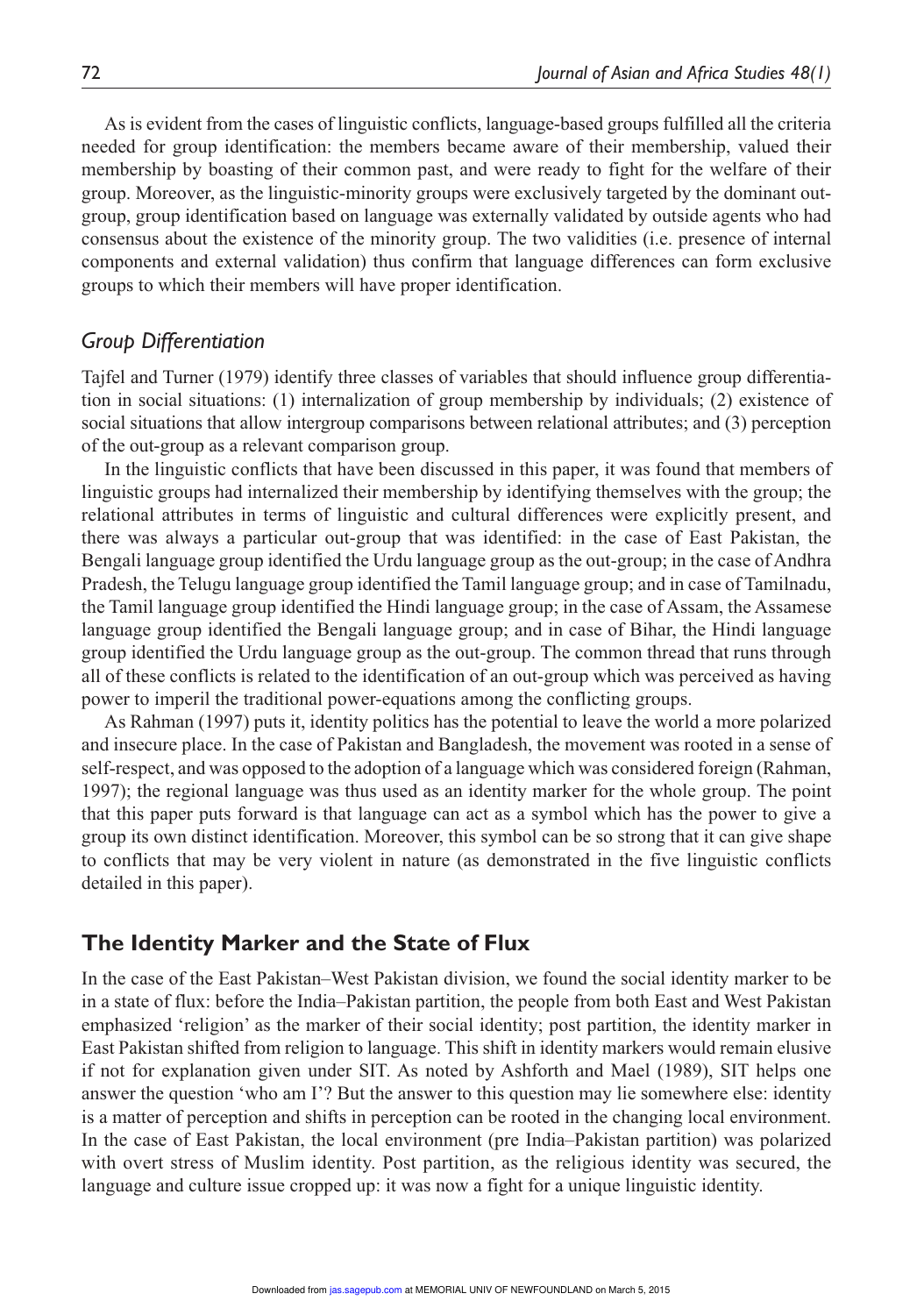As is evident from the cases of linguistic conflicts, language-based groups fulfilled all the criteria needed for group identification: the members became aware of their membership, valued their membership by boasting of their common past, and were ready to fight for the welfare of their group. Moreover, as the linguistic-minority groups were exclusively targeted by the dominant out-group, group identification based on language was externally validated by outside agents who had consensus about the existence of the minority group. The two validities (i.e. presence of internal components and external validation) thus confirm that language differences can form exclusive groups to which their members will have proper identification.

### *Group Differentiation*

Tajfel and Turner (1979) identify three classes of variables that should influence group differentiation in social situations: (1) internalization of group membership by individuals; (2) existence of social situations that allow intergroup comparisons between relational attributes; and (3) perception of the out-group as a relevant comparison group.

In the linguistic conflicts that have been discussed in this paper, it was found that members of linguistic groups had internalized their membership by identifying themselves with the group; the relational attributes in terms of linguistic and cultural differences were explicitly present, and there was always a particular out-group that was identified: in the case of East Pakistan, the Bengali language group identified the Urdu language group as the out-group; in the case of Andhra Pradesh, the Telugu language group identified the Tamil language group; and in case of Tamilnadu, the Tamil language group identified the Hindi language group; in the case of Assam, the Assamese language group identified the Bengali language group; and in case of Bihar, the Hindi language group identified the Urdu language group as the out-group. The common thread that runs through all of these conflicts is related to the identification of an out-group which was perceived as having power to imperil the traditional power-equations among the conflicting groups.

As Rahman (1997) puts it, identity politics has the potential to leave the world a more polarized and insecure place. In the case of Pakistan and Bangladesh, the movement was rooted in a sense of self-respect, and was opposed to the adoption of a language which was considered foreign (Rahman, 1997); the regional language was thus used as an identity marker for the whole group. The point that this paper puts forward is that language can act as a symbol which has the power to give a group its own distinct identification. Moreover, this symbol can be so strong that it can give shape to conflicts that may be very violent in nature (as demonstrated in the five linguistic conflicts detailed in this paper).

## The Identity Marker and the State of Flux

In the case of the East Pakistan–West Pakistan division, we found the social identity marker to be in a state of flux: before the India–Pakistan partition, the people from both East and West Pakistan emphasized 'religion' as the marker of their social identity; post partition, the identity marker in East Pakistan shifted from religion to language. This shift in identity markers would remain elusive if not for explanation given under SIT. As noted by Ashforth and Mael (1989), SIT helps one answer the question 'who am I'? But the answer to this question may lie somewhere else: identity is a matter of perception and shifts in perception can be rooted in the changing local environment. In the case of East Pakistan, the local environment (pre India–Pakistan partition) was polarized with overt stress of Muslim identity. Post partition, as the religious identity was secured, the language and culture issue cropped up: it was now a fight for a unique linguistic identity.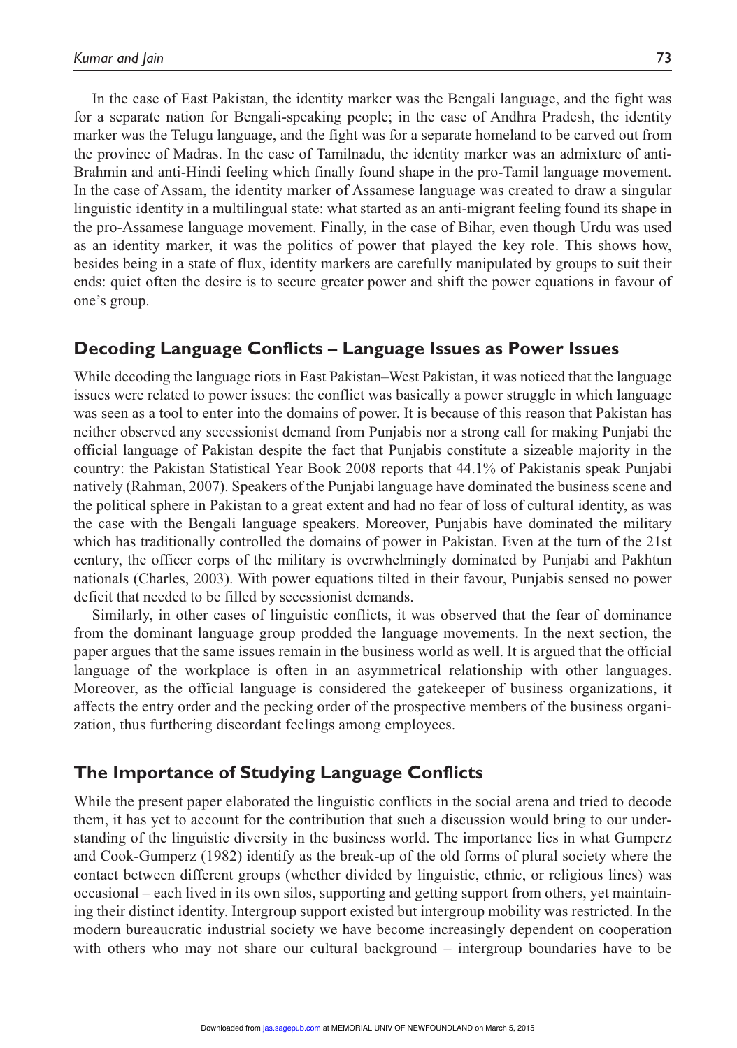In the case of East Pakistan, the identity marker was the Bengali language, and the fight was for a separate nation for Bengali-speaking people; in the case of Andhra Pradesh, the identity marker was the Telugu language, and the fight was for a separate homeland to be carved out from the province of Madras. In the case of Tamilnadu, the identity marker was an admixture of anti-Brahmin and anti-Hindi feeling which finally found shape in the pro-Tamil language movement. In the case of Assam, the identity marker of Assamese language was created to draw a singular linguistic identity in a multilingual state: what started as an anti-migrant feeling found its shape in the pro-Assamese language movement. Finally, in the case of Bihar, even though Urdu was used as an identity marker, it was the politics of power that played the key role. This shows how, besides being in a state of flux, identity markers are carefully manipulated by groups to suit their ends: quiet often the desire is to secure greater power and shift the power equations in favour of one's group.

## Decoding Language Conflicts – Language Issues as Power Issues

While decoding the language riots in East Pakistan–West Pakistan, it was noticed that the language issues were related to power issues: the conflict was basically a power struggle in which language was seen as a tool to enter into the domains of power. It is because of this reason that Pakistan has neither observed any secessionist demand from Punjabis nor a strong call for making Punjabi the official language of Pakistan despite the fact that Punjabis constitute a sizeable majority in the country: the Pakistan Statistical Year Book 2008 reports that 44.1% of Pakistanis speak Punjabi natively (Rahman, 2007). Speakers of the Punjabi language have dominated the business scene and the political sphere in Pakistan to a great extent and had no fear of loss of cultural identity, as was the case with the Bengali language speakers. Moreover, Punjabis have dominated the military which has traditionally controlled the domains of power in Pakistan. Even at the turn of the 21st century, the officer corps of the military is overwhelmingly dominated by Punjabi and Pakhtun nationals (Charles, 2003). With power equations tilted in their favour, Punjabis sensed no power deficit that needed to be filled by secessionist demands.

Similarly, in other cases of linguistic conflicts, it was observed that the fear of dominance from the dominant language group prodded the language movements. In the next section, the paper argues that the same issues remain in the business world as well. It is argued that the official language of the workplace is often in an asymmetrical relationship with other languages. Moreover, as the official language is considered the gatekeeper of business organizations, it affects the entry order and the pecking order of the prospective members of the business organization, thus furthering discordant feelings among employees.

## The Importance of Studying Language Conflicts

While the present paper elaborated the linguistic conflicts in the social arena and tried to decode them, it has yet to account for the contribution that such a discussion would bring to our understanding of the linguistic diversity in the business world. The importance lies in what Gumperz and Cook-Gumperz (1982) identify as the break-up of the old forms of plural society where the contact between different groups (whether divided by linguistic, ethnic, or religious lines) was occasional – each lived in its own silos, supporting and getting support from others, yet maintaining their distinct identity. Intergroup support existed but intergroup mobility was restricted. In the modern bureaucratic industrial society we have become increasingly dependent on cooperation with others who may not share our cultural background – intergroup boundaries have to be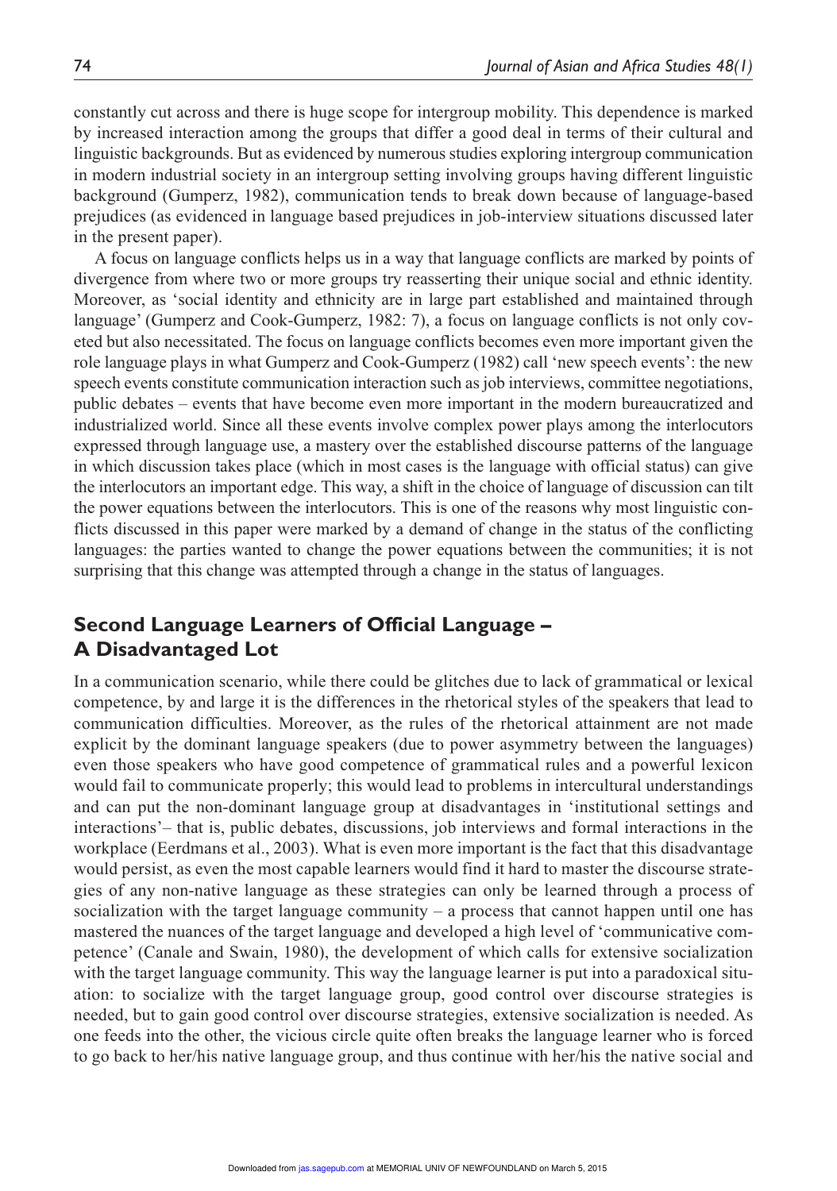constantly cut across and there is huge scope for intergroup mobility. This dependence is marked by increased interaction among the groups that differ a good deal in terms of their cultural and linguistic backgrounds. But as evidenced by numerous studies exploring intergroup communication in modern industrial society in an intergroup setting involving groups having different linguistic background (Gumperz, 1982), communication tends to break down because of language-based prejudices (as evidenced in language based prejudices in job-interview situations discussed later in the present paper).

A focus on language conflicts helps us in a way that language conflicts are marked by points of divergence from where two or more groups try reasserting their unique social and ethnic identity. Moreover, as 'social identity and ethnicity are in large part established and maintained through language' (Gumperz and Cook-Gumperz, 1982: 7), a focus on language conflicts is not only coveted but also necessitated. The focus on language conflicts becomes even more important given the role language plays in what Gumperz and Cook-Gumperz (1982) call 'new speech events': the new speech events constitute communication interaction such as job interviews, committee negotiations, public debates – events that have become even more important in the modern bureaucratized and industrialized world. Since all these events involve complex power plays among the interlocutors expressed through language use, a mastery over the established discourse patterns of the language in which discussion takes place (which in most cases is the language with official status) can give the interlocutors an important edge. This way, a shift in the choice of language of discussion can tilt the power equations between the interlocutors. This is one of the reasons why most linguistic conflicts discussed in this paper were marked by a demand of change in the status of the conflicting languages: the parties wanted to change the power equations between the communities; it is not surprising that this change was attempted through a change in the status of languages.

## Second Language Learners of Official Language – A Disadvantaged Lot

In a communication scenario, while there could be glitches due to lack of grammatical or lexical competence, by and large it is the differences in the rhetorical styles of the speakers that lead to communication difficulties. Moreover, as the rules of the rhetorical attainment are not made explicit by the dominant language speakers (due to power asymmetry between the languages) even those speakers who have good competence of grammatical rules and a powerful lexicon would fail to communicate properly; this would lead to problems in intercultural understandings and can put the non-dominant language group at disadvantages in 'institutional settings and interactions'– that is, public debates, discussions, job interviews and formal interactions in the workplace (Eerdmans et al., 2003). What is even more important is the fact that this disadvantage would persist, as even the most capable learners would find it hard to master the discourse strategies of any non-native language as these strategies can only be learned through a process of socialization with the target language community – a process that cannot happen until one has mastered the nuances of the target language and developed a high level of 'communicative competence' (Canale and Swain, 1980), the development of which calls for extensive socialization with the target language community. This way the language learner is put into a paradoxical situation: to socialize with the target language group, good control over discourse strategies is needed, but to gain good control over discourse strategies, extensive socialization is needed. As one feeds into the other, the vicious circle quite often breaks the language learner who is forced to go back to her/his native language group, and thus continue with her/his the native social and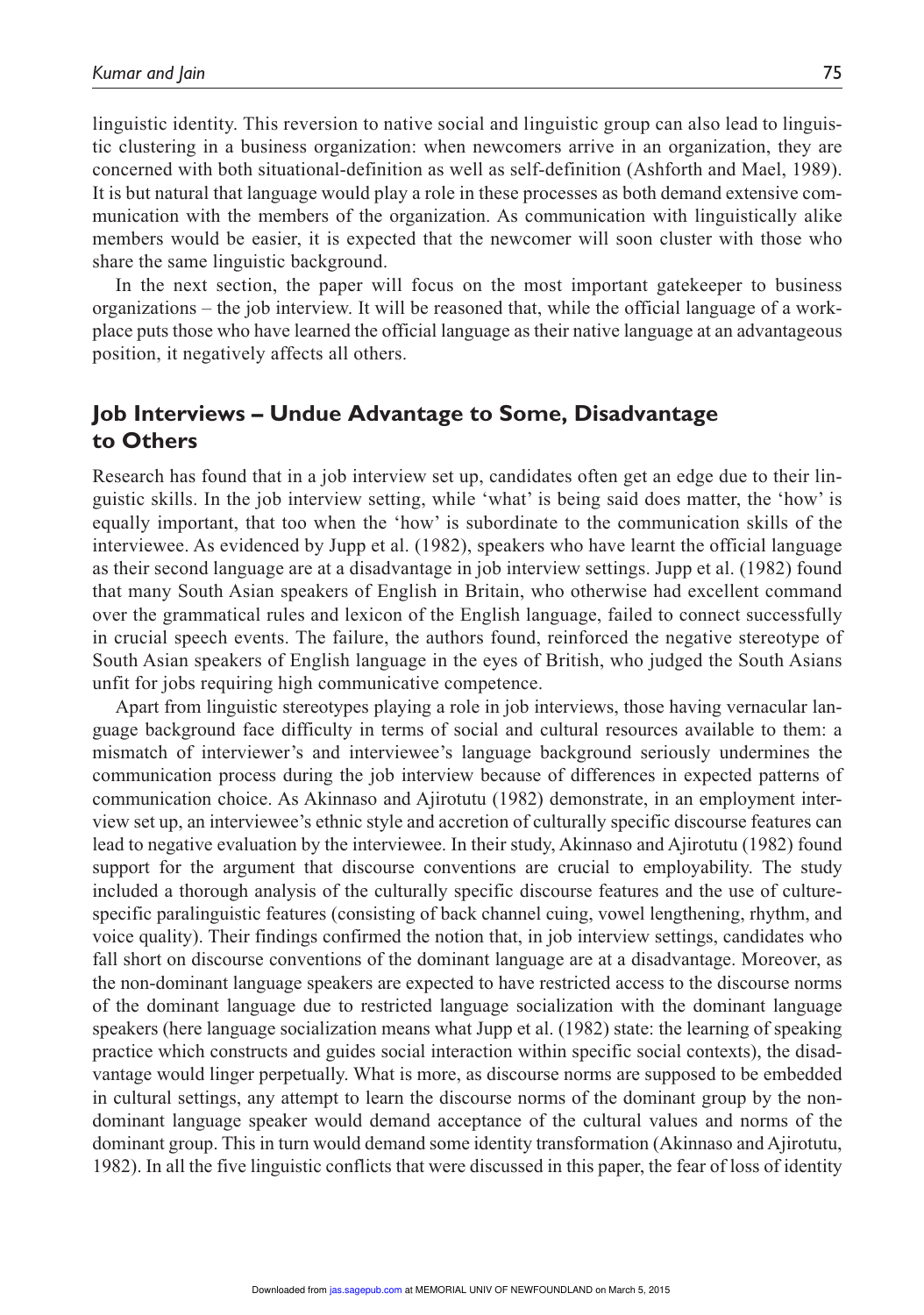linguistic identity. This reversion to native social and linguistic group can also lead to linguistic clustering in a business organization: when newcomers arrive in an organization, they are concerned with both situational-definition as well as self-definition (Ashforth and Mael, 1989). It is but natural that language would play a role in these processes as both demand extensive communication with the members of the organization. As communication with linguistically alike members would be easier, it is expected that the newcomer will soon cluster with those who share the same linguistic background.

In the next section, the paper will focus on the most important gatekeeper to business organizations – the job interview. It will be reasoned that, while the official language of a workplace puts those who have learned the official language as their native language at an advantageous position, it negatively affects all others.

## Job Interviews – Undue Advantage to Some, Disadvantage to Others

Research has found that in a job interview set up, candidates often get an edge due to their linguistic skills. In the job interview setting, while 'what' is being said does matter, the 'how' is equally important, that too when the 'how' is subordinate to the communication skills of the interviewee. As evidenced by Jupp et al. (1982), speakers who have learnt the official language as their second language are at a disadvantage in job interview settings. Jupp et al. (1982) found that many South Asian speakers of English in Britain, who otherwise had excellent command over the grammatical rules and lexicon of the English language, failed to connect successfully in crucial speech events. The failure, the authors found, reinforced the negative stereotype of South Asian speakers of English language in the eyes of British, who judged the South Asians unfit for jobs requiring high communicative competence.

Apart from linguistic stereotypes playing a role in job interviews, those having vernacular language background face difficulty in terms of social and cultural resources available to them: a mismatch of interviewer's and interviewee's language background seriously undermines the communication process during the job interview because of differences in expected patterns of communication choice. As Akinnaso and Ajirotutu (1982) demonstrate, in an employment interview set up, an interviewee's ethnic style and accretion of culturally specific discourse features can lead to negative evaluation by the interviewee. In their study, Akinnaso and Ajirotutu (1982) found support for the argument that discourse conventions are crucial to employability. The study included a thorough analysis of the culturally specific discourse features and the use of culture-specific paralinguistic features (consisting of back channel cuing, vowel lengthening, rhythm, and voice quality). Their findings confirmed the notion that, in job interview settings, candidates who fall short on discourse conventions of the dominant language are at a disadvantage. Moreover, as the non-dominant language speakers are expected to have restricted access to the discourse norms of the dominant language due to restricted language socialization with the dominant language speakers (here language socialization means what Jupp et al. (1982) state: the learning of speaking practice which constructs and guides social interaction within specific social contexts), the disadvantage would linger perpetually. What is more, as discourse norms are supposed to be embedded in cultural settings, any attempt to learn the discourse norms of the dominant group by the non-dominant language speaker would demand acceptance of the cultural values and norms of the dominant group. This in turn would demand some identity transformation (Akinnaso and Ajirotutu, 1982). In all the five linguistic conflicts that were discussed in this paper, the fear of loss of identity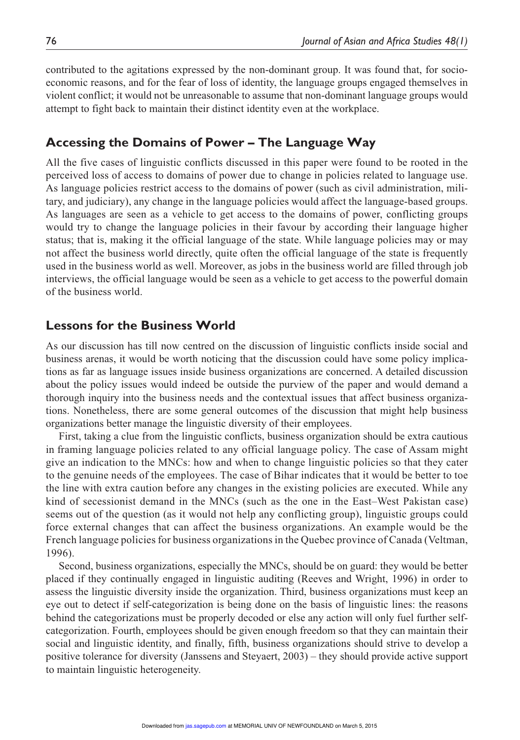contributed to the agitations expressed by the non-dominant group. It was found that, for socio-economic reasons, and for the fear of loss of identity, the language groups engaged themselves in violent conflict; it would not be unreasonable to assume that non-dominant language groups would attempt to fight back to maintain their distinct identity even at the workplace.

## Accessing the Domains of Power – The Language Way

All the five cases of linguistic conflicts discussed in this paper were found to be rooted in the perceived loss of access to domains of power due to change in policies related to language use. As language policies restrict access to the domains of power (such as civil administration, military, and judiciary), any change in the language policies would affect the language-based groups. As languages are seen as a vehicle to get access to the domains of power, conflicting groups would try to change the language policies in their favour by according their language higher status; that is, making it the official language of the state. While language policies may or may not affect the business world directly, quite often the official language of the state is frequently used in the business world as well. Moreover, as jobs in the business world are filled through job interviews, the official language would be seen as a vehicle to get access to the powerful domain of the business world.

## Lessons for the Business World

As our discussion has till now centred on the discussion of linguistic conflicts inside social and business arenas, it would be worth noticing that the discussion could have some policy implications as far as language issues inside business organizations are concerned. A detailed discussion about the policy issues would indeed be outside the purview of the paper and would demand a thorough inquiry into the business needs and the contextual issues that affect business organizations. Nonetheless, there are some general outcomes of the discussion that might help business organizations better manage the linguistic diversity of their employees.

First, taking a clue from the linguistic conflicts, business organization should be extra cautious in framing language policies related to any official language policy. The case of Assam might give an indication to the MNCs: how and when to change linguistic policies so that they cater to the genuine needs of the employees. The case of Bihar indicates that it would be better to toe the line with extra caution before any changes in the existing policies are executed. While any kind of secessionist demand in the MNCs (such as the one in the East–West Pakistan case) seems out of the question (as it would not help any conflicting group), linguistic groups could force external changes that can affect the business organizations. An example would be the French language policies for business organizations in the Quebec province of Canada (Veltman, 1996).

Second, business organizations, especially the MNCs, should be on guard: they would be better placed if they continually engaged in linguistic auditing (Reeves and Wright, 1996) in order to assess the linguistic diversity inside the organization. Third, business organizations must keep an eye out to detect if self-categorization is being done on the basis of linguistic lines: the reasons behind the categorizations must be properly decoded or else any action will only fuel further self-categorization. Fourth, employees should be given enough freedom so that they can maintain their social and linguistic identity, and finally, fifth, business organizations should strive to develop a positive tolerance for diversity (Janssens and Steyaert, 2003) – they should provide active support to maintain linguistic heterogeneity.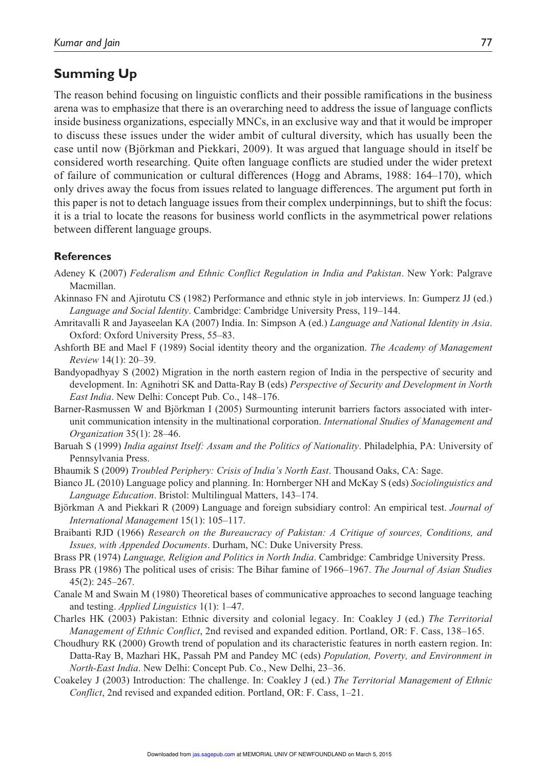## Summing Up

The reason behind focusing on linguistic conflicts and their possible ramifications in the business arena was to emphasize that there is an overarching need to address the issue of language conflicts inside business organizations, especially MNCs, in an exclusive way and that it would be improper to discuss these issues under the wider ambit of cultural diversity, which has usually been the case until now (Björkman and Piekkari, 2009). It was argued that language should in itself be considered worth researching. Quite often language conflicts are studied under the wider pretext of failure of communication or cultural differences (Hogg and Abrams, 1988: 164–170), which only drives away the focus from issues related to language differences. The argument put forth in this paper is not to detach language issues from their complex underpinnings, but to shift the focus: it is a trial to locate the reasons for business world conflicts in the asymmetrical power relations between different language groups.

### References

Adeney K (2007) *Federalism and Ethnic Conflict Regulation in India and Pakistan*. New York: Palgrave Macmillan.

Akinnaso FN and Ajirotutu CS (1982) Performance and ethnic style in job interviews. In: Gumperz JJ (ed.) *Language and Social Identity*. Cambridge: Cambridge University Press, 119–144.

Amritavalli R and Jayaseelan KA (2007) India. In: Simpson A (ed.) *Language and National Identity in Asia*. Oxford: Oxford University Press, 55–83.

Ashforth BE and Mael F (1989) Social identity theory and the organization. *The Academy of Management Review* 14(1): 20–39.

Bandyopadhyay S (2002) Migration in the north eastern region of India in the perspective of security and development. In: Agnihotri SK and Datta-Ray B (eds) *Perspective of Security and Development in North East India*. New Delhi: Concept Pub. Co., 148–176.

Barner-Rasmussen W and Björkman I (2005) Surmounting interunit barriers factors associated with interunit communication intensity in the multinational corporation. *International Studies of Management and Organization* 35(1): 28–46.

Baruah S (1999) *India against Itself: Assam and the Politics of Nationality*. Philadelphia, PA: University of Pennsylvania Press.

Bhaumik S (2009) *Troubled Periphery: Crisis of India's North East*. Thousand Oaks, CA: Sage.

Bianco JL (2010) Language policy and planning. In: Hornberger NH and McKay S (eds) *Sociolinguistics and Language Education*. Bristol: Multilingual Matters, 143–174.

Björkman A and Piekkari R (2009) Language and foreign subsidiary control: An empirical test. *Journal of International Management* 15(1): 105–117.

Braibanti RJD (1966) *Research on the Bureaucracy of Pakistan: A Critique of sources, Conditions, and Issues, with Appended Documents*. Durham, NC: Duke University Press.

Brass PR (1974) *Language, Religion and Politics in North India*. Cambridge: Cambridge University Press.

Brass PR (1986) The political uses of crisis: The Bihar famine of 1966–1967. *The Journal of Asian Studies* 45(2): 245–267.

Canale M and Swain M (1980) Theoretical bases of communicative approaches to second language teaching and testing. *Applied Linguistics* 1(1): 1–47.

Charles HK (2003) Pakistan: Ethnic diversity and colonial legacy. In: Coakley J (ed.) *The Territorial Management of Ethnic Conflict*, 2nd revised and expanded edition. Portland, OR: F. Cass, 138–165.

Choudhury RK (2000) Growth trend of population and its characteristic features in north eastern region. In: Datta-Ray B, Mazhari HK, Passah PM and Pandey MC (eds) *Population, Poverty, and Environment in North-East India*. New Delhi: Concept Pub. Co., New Delhi, 23–36.

Coakeley J (2003) Introduction: The challenge. In: Coakley J (ed.) *The Territorial Management of Ethnic Conflict*, 2nd revised and expanded edition. Portland, OR: F. Cass, 1–21.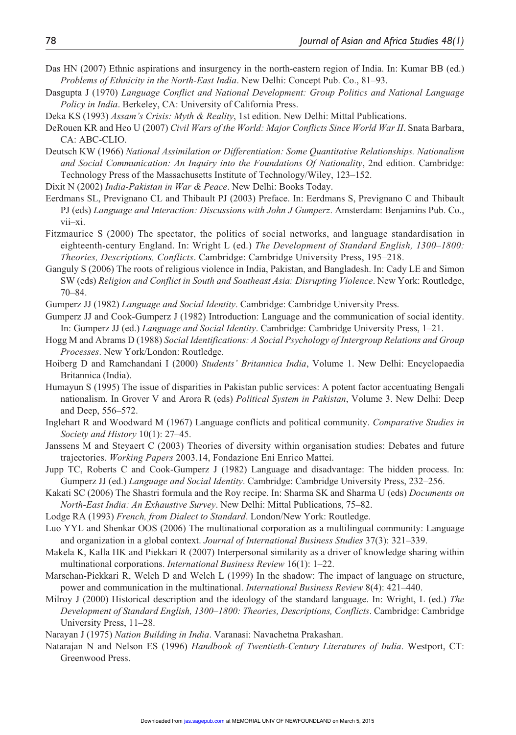Das HN (2007) Ethnic aspirations and insurgency in the north-eastern region of India. In: Kumar BB (ed.) *Problems of Ethnicity in the North-East India*. New Delhi: Concept Pub. Co., 81–93.

Dasgupta J (1970) *Language Conflict and National Development: Group Politics and National Language Policy in India*. Berkeley, CA: University of California Press.

Deka KS (1993) *Assam's Crisis: Myth & Reality*, 1st edition. New Delhi: Mittal Publications.

DeRouen KR and Heo U (2007) *Civil Wars of the World: Major Conflicts Since World War II*. Snata Barbara, CA: ABC-CLIO.

Deutsch KW (1966) *National Assimilation or Differentiation: Some Quantitative Relationships. Nationalism and Social Communication: An Inquiry into the Foundations Of Nationality*, 2nd edition. Cambridge: Technology Press of the Massachusetts Institute of Technology/Wiley, 123–152.

Dixit N (2002) *India-Pakistan in War & Peace*. New Delhi: Books Today.

Eerdmans SL, Prevignano CL and Thibault PJ (2003) Preface. In: Eerdmans S, Prevignano C and Thibault PJ (eds) *Language and Interaction: Discussions with John J Gumperz*. Amsterdam: Benjamins Pub. Co., vii–xi.

Fitzmaurice S (2000) The spectator, the politics of social networks, and language standardisation in eighteenth-century England. In: Wright L (ed.) *The Development of Standard English, 1300–1800: Theories, Descriptions, Conflicts*. Cambridge: Cambridge University Press, 195–218.

Ganguly S (2006) The roots of religious violence in India, Pakistan, and Bangladesh. In: Cady LE and Simon SW (eds) *Religion and Conflict in South and Southeast Asia: Disrupting Violence*. New York: Routledge, 70–84.

Gumperz JJ (1982) *Language and Social Identity*. Cambridge: Cambridge University Press.

Gumperz JJ and Cook-Gumperz J (1982) Introduction: Language and the communication of social identity. In: Gumperz JJ (ed.) *Language and Social Identity*. Cambridge: Cambridge University Press, 1–21.

Hogg M and Abrams D (1988) *Social Identifications: A Social Psychology of Intergroup Relations and Group Processes*. New York/London: Routledge.

Hoiberg D and Ramchandani I (2000) *Students' Britannica India*, Volume 1. New Delhi: Encyclopaedia Britannica (India).

Humayun S (1995) The issue of disparities in Pakistan public services: A potent factor accentuating Bengali nationalism. In Grover V and Arora R (eds) *Political System in Pakistan*, Volume 3. New Delhi: Deep and Deep, 556–572.

Inglehart R and Woodward M (1967) Language conflicts and political community. *Comparative Studies in Society and History* 10(1): 27–45.

Janssens M and Steyaert C (2003) Theories of diversity within organisation studies: Debates and future trajectories. *Working Papers* 2003.14, Fondazione Eni Enrico Mattei.

Jupp TC, Roberts C and Cook-Gumperz J (1982) Language and disadvantage: The hidden process. In: Gumperz JJ (ed.) *Language and Social Identity*. Cambridge: Cambridge University Press, 232–256.

Kakati SC (2006) The Shastri formula and the Roy recipe. In: Sharma SK and Sharma U (eds) *Documents on North-East India: An Exhaustive Survey*. New Delhi: Mittal Publications, 75–82.

Lodge RA (1993) *French, from Dialect to Standard*. London/New York: Routledge.

Luo YYL and Shenkar OOS (2006) The multinational corporation as a multilingual community: Language and organization in a global context. *Journal of International Business Studies* 37(3): 321–339.

Makela K, Kalla HK and Piekkari R (2007) Interpersonal similarity as a driver of knowledge sharing within multinational corporations. *International Business Review* 16(1): 1–22.

Marschan-Piekkari R, Welch D and Welch L (1999) In the shadow: The impact of language on structure, power and communication in the multinational. *International Business Review* 8(4): 421–440.

Milroy J (2000) Historical description and the ideology of the standard language. In: Wright, L (ed.) *The Development of Standard English, 1300–1800: Theories, Descriptions, Conflicts*. Cambridge: Cambridge University Press, 11–28.

Narayan J (1975) *Nation Building in India*. Varanasi: Navachetna Prakashan.

Natarajan N and Nelson ES (1996) *Handbook of Twentieth-Century Literatures of India*. Westport, CT: Greenwood Press.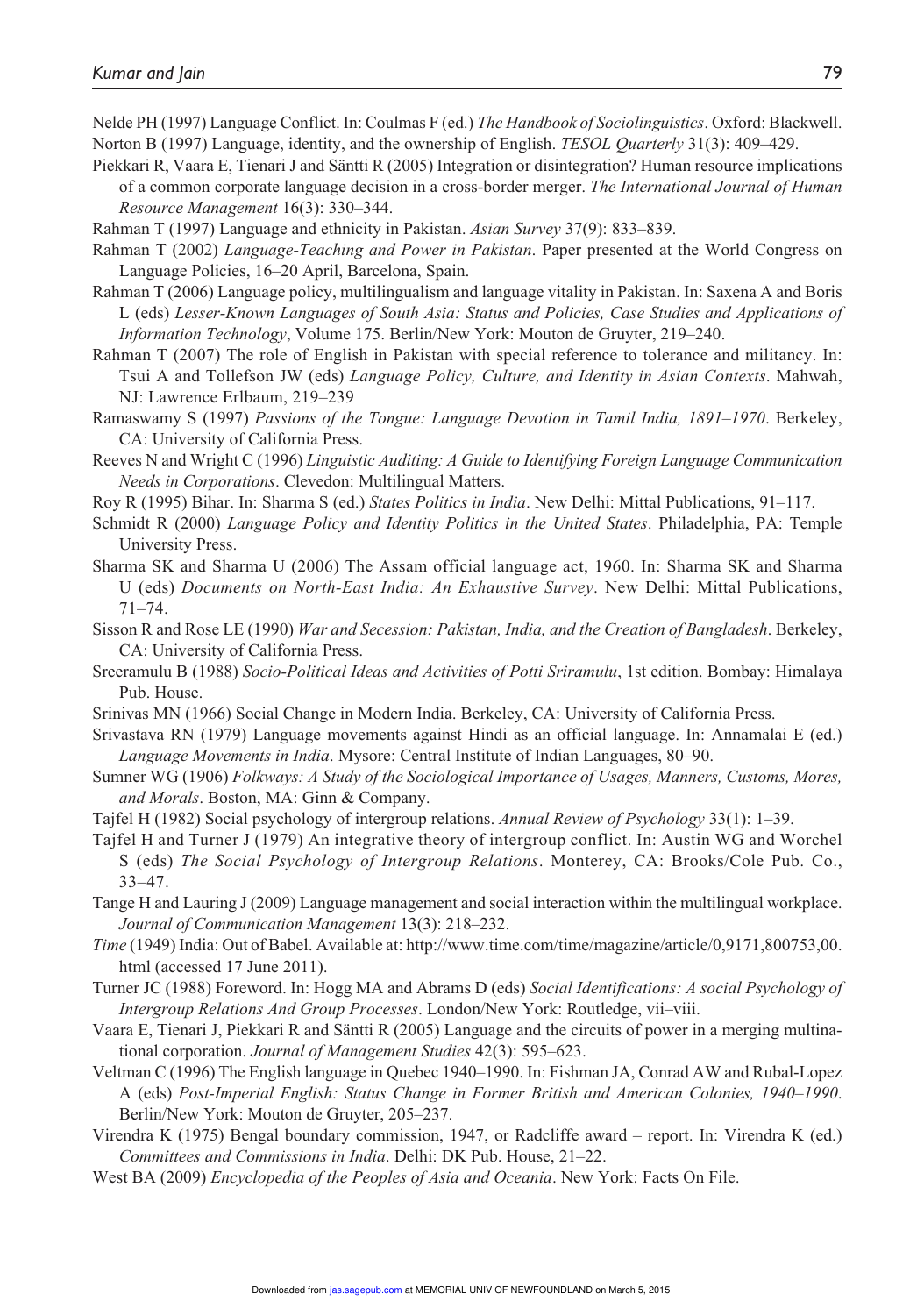Nelde PH (1997) Language Conflict. In: Coulmas F (ed.) *The Handbook of Sociolinguistics*. Oxford: Blackwell.

Norton B (1997) Language, identity, and the ownership of English. *TESOL Quarterly* 31(3): 409–429.

Piekkari R, Vaara E, Tienari J and Säntti R (2005) Integration or disintegration? Human resource implications of a common corporate language decision in a cross-border merger. *The International Journal of Human Resource Management* 16(3): 330–344.

Rahman T (1997) Language and ethnicity in Pakistan. *Asian Survey* 37(9): 833–839.

Rahman T (2002) *Language-Teaching and Power in Pakistan*. Paper presented at the World Congress on Language Policies, 16–20 April, Barcelona, Spain.

Rahman T (2006) Language policy, multilingualism and language vitality in Pakistan. In: Saxena A and Boris L (eds) *Lesser-Known Languages of South Asia: Status and Policies, Case Studies and Applications of Information Technology*, Volume 175. Berlin/New York: Mouton de Gruyter, 219–240.

Rahman T (2007) The role of English in Pakistan with special reference to tolerance and militancy. In: Tsui A and Tollefson JW (eds) *Language Policy, Culture, and Identity in Asian Contexts*. Mahwah, NJ: Lawrence Erlbaum, 219–239

Ramaswamy S (1997) *Passions of the Tongue: Language Devotion in Tamil India, 1891–1970*. Berkeley, CA: University of California Press.

Reeves N and Wright C (1996) *Linguistic Auditing: A Guide to Identifying Foreign Language Communication Needs in Corporations*. Clevedon: Multilingual Matters.

Roy R (1995) Bihar. In: Sharma S (ed.) *States Politics in India*. New Delhi: Mittal Publications, 91–117.

Schmidt R (2000) *Language Policy and Identity Politics in the United States*. Philadelphia, PA: Temple University Press.

Sharma SK and Sharma U (2006) The Assam official language act, 1960. In: Sharma SK and Sharma U (eds) *Documents on North-East India: An Exhaustive Survey*. New Delhi: Mittal Publications, 71–74.

Sisson R and Rose LE (1990) *War and Secession: Pakistan, India, and the Creation of Bangladesh*. Berkeley, CA: University of California Press.

Sreeramulu B (1988) *Socio-Political Ideas and Activities of Potti Sriramulu*, 1st edition. Bombay: Himalaya Pub. House.

Srinivas MN (1966) Social Change in Modern India. Berkeley, CA: University of California Press.

Srivastava RN (1979) Language movements against Hindi as an official language. In: Annamalai E (ed.) *Language Movements in India*. Mysore: Central Institute of Indian Languages, 80–90.

Sumner WG (1906) *Folkways: A Study of the Sociological Importance of Usages, Manners, Customs, Mores, and Morals*. Boston, MA: Ginn & Company.

Tajfel H (1982) Social psychology of intergroup relations. *Annual Review of Psychology* 33(1): 1–39.

Tajfel H and Turner J (1979) An integrative theory of intergroup conflict. In: Austin WG and Worchel S (eds) *The Social Psychology of Intergroup Relations*. Monterey, CA: Brooks/Cole Pub. Co., 33–47.

Tange H and Lauring J (2009) Language management and social interaction within the multilingual workplace. *Journal of Communication Management* 13(3): 218–232.

*Time* (1949) India: Out of Babel. Available at: http://www.time.com/time/magazine/article/0,9171,800753,00.html (accessed 17 June 2011).

Turner JC (1988) Foreword. In: Hogg MA and Abrams D (eds) *Social Identifications: A social Psychology of Intergroup Relations And Group Processes*. London/New York: Routledge, vii–viii.

Vaara E, Tienari J, Piekkari R and Säntti R (2005) Language and the circuits of power in a merging multinational corporation. *Journal of Management Studies* 42(3): 595–623.

Veltman C (1996) The English language in Quebec 1940–1990. In: Fishman JA, Conrad AW and Rubal-Lopez A (eds) *Post-Imperial English: Status Change in Former British and American Colonies, 1940–1990*. Berlin/New York: Mouton de Gruyter, 205–237.

Virendra K (1975) Bengal boundary commission, 1947, or Radcliffe award – report. In: Virendra K (ed.) *Committees and Commissions in India*. Delhi: DK Pub. House, 21–22.

West BA (2009) *Encyclopedia of the Peoples of Asia and Oceania*. New York: Facts On File.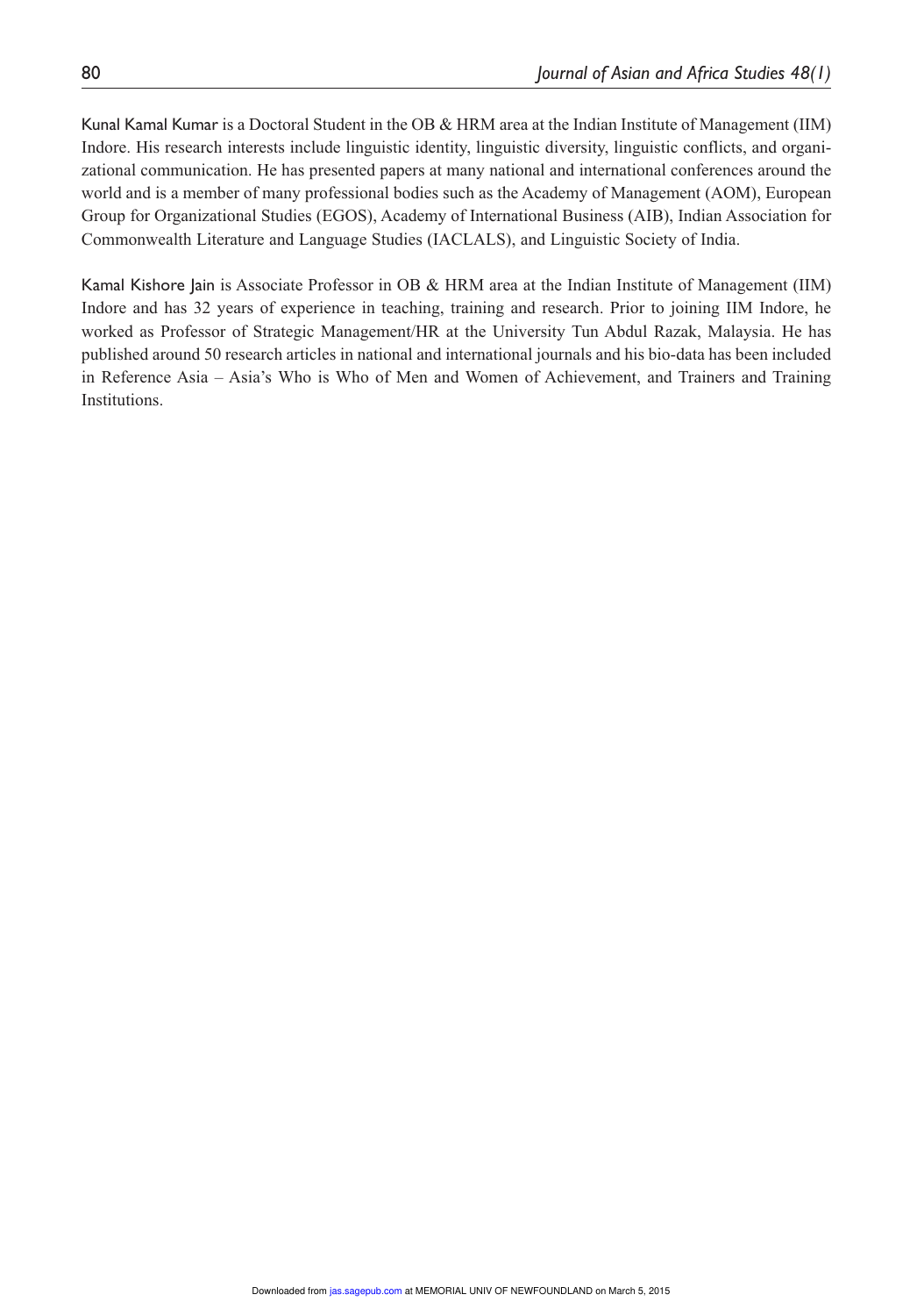Kunal Kamal Kumar is a Doctoral Student in the OB & HRM area at the Indian Institute of Management (IIM) Indore. His research interests include linguistic identity, linguistic diversity, linguistic conflicts, and organizational communication. He has presented papers at many national and international conferences around the world and is a member of many professional bodies such as the Academy of Management (AOM), European Group for Organizational Studies (EGOS), Academy of International Business (AIB), Indian Association for Commonwealth Literature and Language Studies (IACLALS), and Linguistic Society of India.

Kamal Kishore Jain is Associate Professor in OB & HRM area at the Indian Institute of Management (IIM) Indore and has 32 years of experience in teaching, training and research. Prior to joining IIM Indore, he worked as Professor of Strategic Management/HR at the University Tun Abdul Razak, Malaysia. He has published around 50 research articles in national and international journals and his bio-data has been included in Reference Asia – Asia's Who is Who of Men and Women of Achievement, and Trainers and Training Institutions.